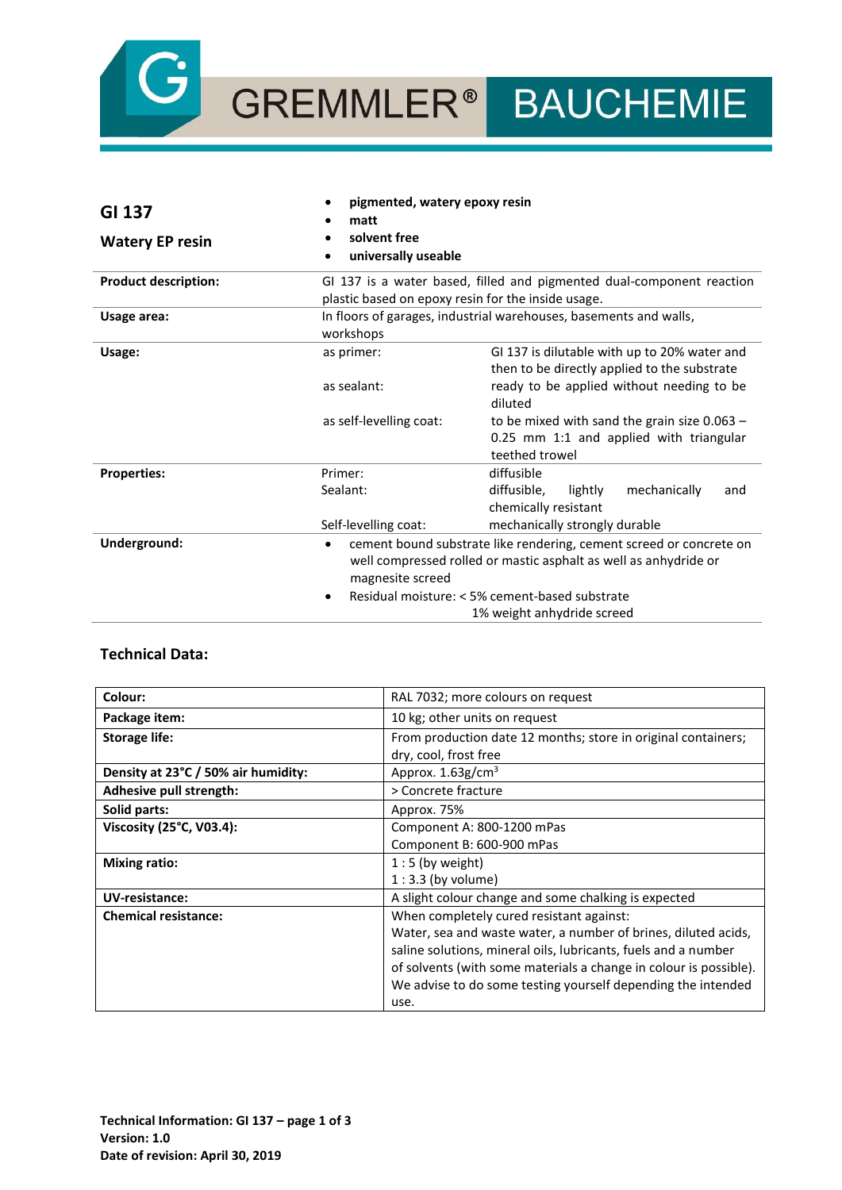GREMMLER® BAUCHEMIE

# GI 137

## Watery EP resin

- **pigmented, watery epoxy resin**
- **matt**
- **solvent free**
- **universally useable**

| | | |
|---|---|---|
| **Product description:** | GI 137 is a water based, filled and pigmented dual-component reaction plastic based on epoxy resin for the inside usage. | |
| **Usage area:** | In floors of garages, industrial warehouses, basements and walls, workshops | |
| **Usage:** | as primer: | GI 137 is dilutable with up to 20% water and then to be directly applied to the substrate |
| | as sealant: | ready to be applied without needing to be diluted |
| | as self-levelling coat: | to be mixed with sand the grain size 0.063 – 0.25 mm 1:1 and applied with triangular teethed trowel |
| **Properties:** | Primer: | diffusible |
| | Sealant: | diffusible, lightly mechanically and chemically resistant |
| | Self-levelling coat: | mechanically strongly durable |
| **Underground:** | • cement bound substrate like rendering, cement screed or concrete on well compressed rolled or mastic asphalt as well as anhydride or magnesite screed<br>• Residual moisture: < 5% cement-based substrate<br>1% weight anhydride screed | |

## Technical Data:

| | |
|---|---|
| **Colour:** | RAL 7032; more colours on request |
| **Package item:** | 10 kg; other units on request |
| **Storage life:** | From production date 12 months; store in original containers; dry, cool, frost free |
| **Density at 23°C / 50% air humidity:** | Approx. 1.63g/cm$^3$ |
| **Adhesive pull strength:** | > Concrete fracture |
| **Solid parts:** | Approx. 75% |
| **Viscosity (25°C, V03.4):** | Component A: 800-1200 mPas<br>Component B: 600-900 mPas |
| **Mixing ratio:** | 1 : 5 (by weight)<br>1 : 3.3 (by volume) |
| **UV-resistance:** | A slight colour change and some chalking is expected |
| **Chemical resistance:** | When completely cured resistant against:<br>Water, sea and waste water, a number of brines, diluted acids, saline solutions, mineral oils, lubricants, fuels and a number of solvents (with some materials a change in colour is possible).<br>We advise to do some testing yourself depending the intended use. |

**Technical Information: GI 137 – page 1 of 3**
**Version: 1.0**
**Date of revision: April 30, 2019**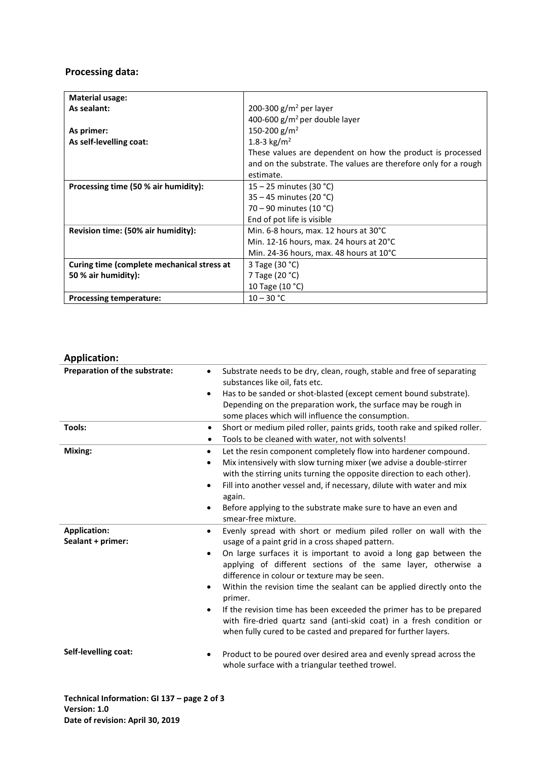## Processing data:

| **Material usage:** | |
|---|---|
| **As sealant:** | 200-300 g/m$^2$ per layer<br>400-600 g/m$^2$ per double layer |
| **As primer:** | 150-200 g/m$^2$ |
| **As self-levelling coat:** | 1.8-3 kg/m$^2$<br>These values are dependent on how the product is processed and on the substrate. The values are therefore only for a rough estimate. |
| **Processing time (50 % air humidity):** | 15 – 25 minutes (30 °C)<br>35 – 45 minutes (20 °C)<br>70 – 90 minutes (10 °C)<br>End of pot life is visible |
| **Revision time: (50% air humidity):** | Min. 6-8 hours, max. 12 hours at 30°C<br>Min. 12-16 hours, max. 24 hours at 20°C<br>Min. 24-36 hours, max. 48 hours at 10°C |
| **Curing time (complete mechanical stress at 50 % air humidity):** | 3 Tage (30 °C)<br>7 Tage (20 °C)<br>10 Tage (10 °C) |
| **Processing temperature:** | 10 – 30 °C |

## Application:

| | |
|---|---|
| **Preparation of the substrate:** | • Substrate needs to be dry, clean, rough, stable and free of separating substances like oil, fats etc.<br>• Has to be sanded or shot-blasted (except cement bound substrate). Depending on the preparation work, the surface may be rough in some places which will influence the consumption. |
| **Tools:** | • Short or medium piled roller, paints grids, tooth rake and spiked roller.<br>• Tools to be cleaned with water, not with solvents! |
| **Mixing:** | • Let the resin component completely flow into hardener compound.<br>• Mix intensively with slow turning mixer (we advise a double-stirrer with the stirring units turning the opposite direction to each other).<br>• Fill into another vessel and, if necessary, dilute with water and mix again.<br>• Before applying to the substrate make sure to have an even and smear-free mixture. |
| **Application:**<br>**Sealant + primer:** | • Evenly spread with short or medium piled roller on wall with the usage of a paint grid in a cross shaped pattern.<br>• On large surfaces it is important to avoid a long gap between the applying of different sections of the same layer, otherwise a difference in colour or texture may be seen.<br>• Within the revision time the sealant can be applied directly onto the primer.<br>• If the revision time has been exceeded the primer has to be prepared with fire-dried quartz sand (anti-skid coat) in a fresh condition or when fully cured to be casted and prepared for further layers. |
| **Self-levelling coat:** | • Product to be poured over desired area and evenly spread across the whole surface with a triangular teethed trowel. |

**Technical Information: GI 137 – page 2 of 3**
**Version: 1.0**
**Date of revision: April 30, 2019**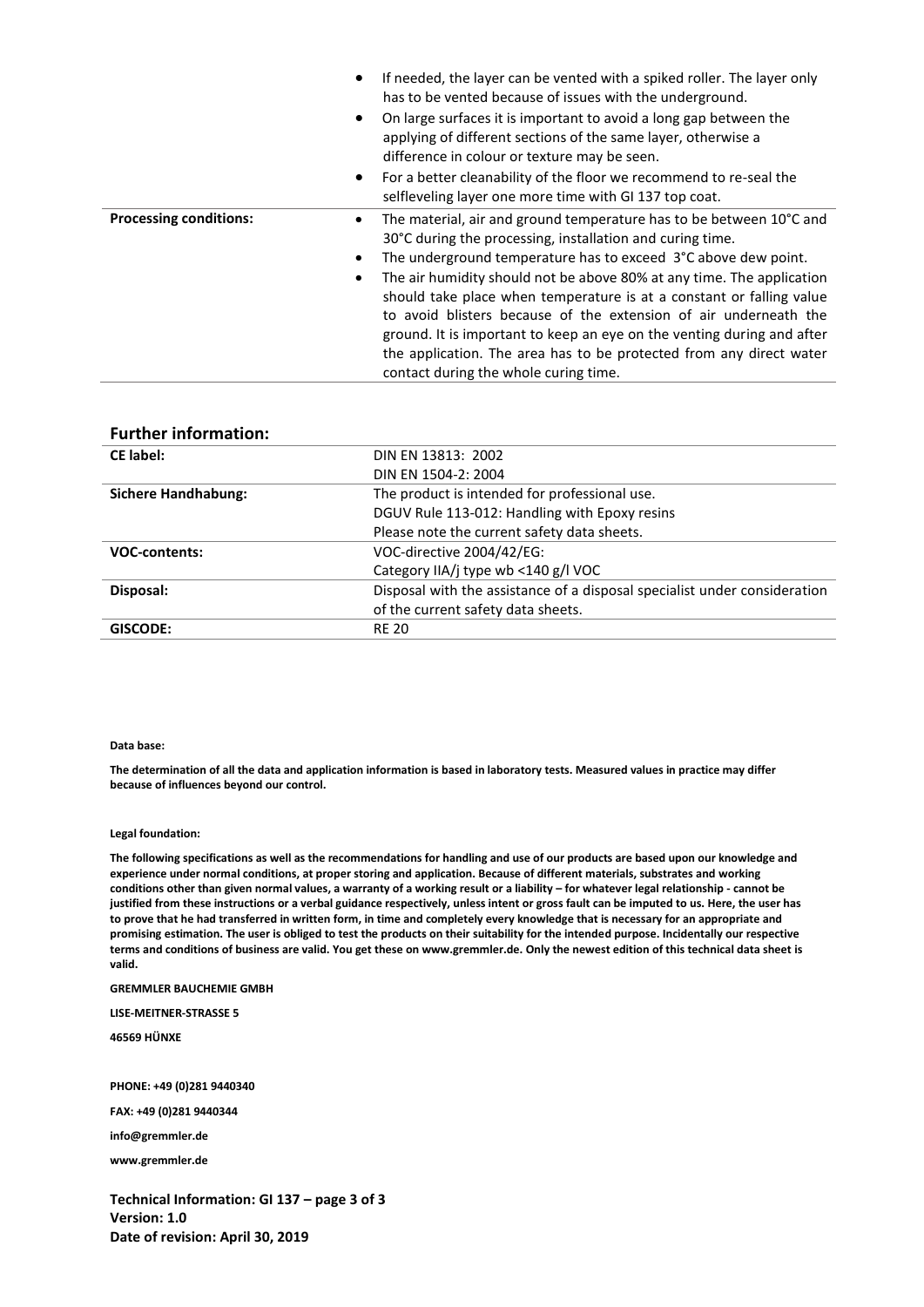| | |
|---|---|
| | • If needed, the layer can be vented with a spiked roller. The layer only has to be vented because of issues with the underground.<br>• On large surfaces it is important to avoid a long gap between the applying of different sections of the same layer, otherwise a difference in colour or texture may be seen.<br>• For a better cleanability of the floor we recommend to re-seal the selfleveling layer one more time with GI 137 top coat. |
| **Processing conditions:** | • The material, air and ground temperature has to be between 10°C and 30°C during the processing, installation and curing time.<br>• The underground temperature has to exceed 3°C above dew point.<br>• The air humidity should not be above 80% at any time. The application should take place when temperature is at a constant or falling value to avoid blisters because of the extension of air underneath the ground. It is important to keep an eye on the venting during and after the application. The area has to be protected from any direct water contact during the whole curing time. |

## Further information:

| | |
|---|---|
| **CE label:** | DIN EN 13813: 2002<br>DIN EN 1504-2: 2004 |
| **Sichere Handhabung:** | The product is intended for professional use.<br>DGUV Rule 113-012: Handling with Epoxy resins<br>Please note the current safety data sheets. |
| **VOC-contents:** | VOC-directive 2004/42/EG:<br>Category IIA/j type wb <140 g/l VOC |
| **Disposal:** | Disposal with the assistance of a disposal specialist under consideration of the current safety data sheets. |
| **GISCODE:** | RE 20 |

**Data base:**

**The determination of all the data and application information is based in laboratory tests. Measured values in practice may differ because of influences beyond our control.**

**Legal foundation:**

**The following specifications as well as the recommendations for handling and use of our products are based upon our knowledge and experience under normal conditions, at proper storing and application. Because of different materials, substrates and working conditions other than given normal values, a warranty of a working result or a liability – for whatever legal relationship - cannot be justified from these instructions or a verbal guidance respectively, unless intent or gross fault can be imputed to us. Here, the user has to prove that he had transferred in written form, in time and completely every knowledge that is necessary for an appropriate and promising estimation. The user is obliged to test the products on their suitability for the intended purpose. Incidentally our respective terms and conditions of business are valid. You get these on www.gremmler.de. Only the newest edition of this technical data sheet is valid.**

**GREMMLER BAUCHEMIE GMBH**

**LISE-MEITNER-STRASSE 5**

**46569 HÜNXE**

**PHONE: +49 (0)281 9440340**

**FAX: +49 (0)281 9440344**

**info@gremmler.de**

**www.gremmler.de**

**Technical Information: GI 137 – page 3 of 3**
**Version: 1.0**
**Date of revision: April 30, 2019**